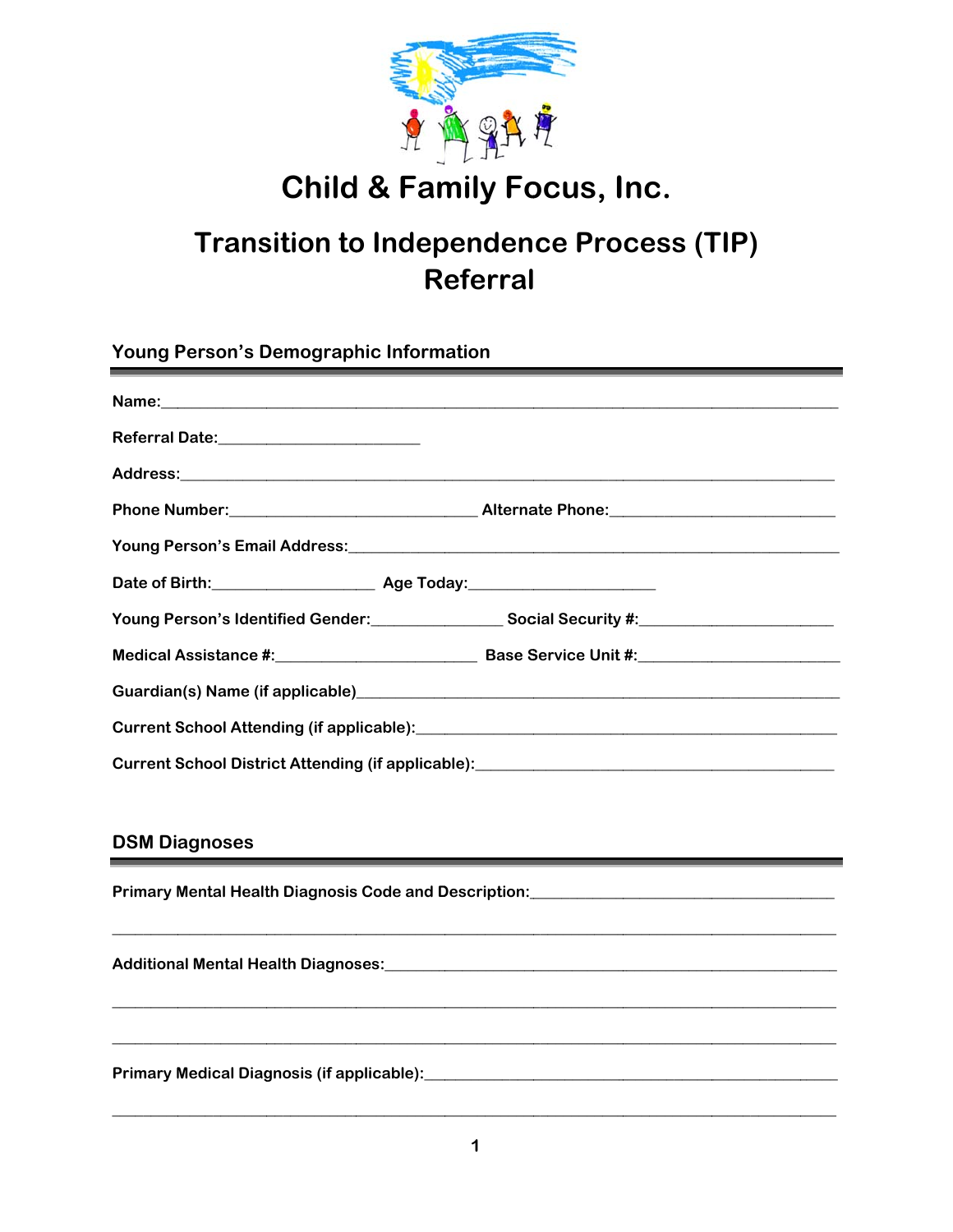# Child & Family Focus, Inc.

## Transition to Independence Process (TIP) Referral

### Young Person's Demographic Information

**Name:**\_\_\_\_\_\_\_\_\_\_\_\_\_\_\_\_\_\_\_\_\_\_\_\_\_\_\_\_\_\_\_\_\_\_\_\_\_\_\_\_\_\_\_\_\_\_\_\_\_\_\_\_\_\_\_\_\_\_\_\_

**Referral Date:**\_\_\_\_\_\_\_\_\_\_\_\_\_\_\_\_\_\_\_\_\_\_\_\_

**Address:**\_\_\_\_\_\_\_\_\_\_\_\_\_\_\_\_\_\_\_\_\_\_\_\_\_\_\_\_\_\_\_\_\_\_\_\_\_\_\_\_\_\_\_\_\_\_\_\_\_\_\_\_\_\_\_\_\_\_\_

**Phone Number:**\_\_\_\_\_\_\_\_\_\_\_\_\_\_\_\_\_\_\_\_\_\_\_\_\_\_\_\_\_\_ **Alternate Phone:**\_\_\_\_\_\_\_\_\_\_\_\_\_\_\_\_\_\_\_\_\_\_\_\_\_\_\_

**Young Person's Email Address:**\_\_\_\_\_\_\_\_\_\_\_\_\_\_\_\_\_\_\_\_\_\_\_\_\_\_\_\_\_\_\_\_\_\_\_\_\_\_\_\_\_\_\_\_\_\_\_\_\_

**Date of Birth:**\_\_\_\_\_\_\_\_\_\_\_\_\_\_\_\_\_\_\_\_ **Age Today:**\_\_\_\_\_\_\_\_\_\_\_\_\_\_\_\_\_\_\_\_\_\_\_

**Young Person's Identified Gender:**\_\_\_\_\_\_\_\_\_\_\_\_\_\_\_\_ **Social Security #:**\_\_\_\_\_\_\_\_\_\_\_\_\_\_\_\_\_\_\_\_\_\_\_\_

**Medical Assistance #:**\_\_\_\_\_\_\_\_\_\_\_\_\_\_\_\_\_\_\_\_\_\_\_\_\_ **Base Service Unit #:**\_\_\_\_\_\_\_\_\_\_\_\_\_\_\_\_\_\_\_\_\_\_\_\_\_

**Guardian(s) Name (if applicable)**\_\_\_\_\_\_\_\_\_\_\_\_\_\_\_\_\_\_\_\_\_\_\_\_\_\_\_\_\_\_\_\_\_\_\_\_\_\_\_\_\_\_\_\_\_\_\_\_

**Current School Attending (if applicable):**\_\_\_\_\_\_\_\_\_\_\_\_\_\_\_\_\_\_\_\_\_\_\_\_\_\_\_\_\_\_\_\_\_\_\_\_\_\_\_\_\_\_

**Current School District Attending (if applicable):**\_\_\_\_\_\_\_\_\_\_\_\_\_\_\_\_\_\_\_\_\_\_\_\_\_\_\_\_\_\_\_\_\_\_\_\_

### DSM Diagnoses

**Primary Mental Health Diagnosis Code and Description:**\_\_\_\_\_\_\_\_\_\_\_\_\_\_\_\_\_\_\_\_\_\_\_\_\_\_\_\_\_\_

\_\_\_\_\_\_\_\_\_\_\_\_\_\_\_\_\_\_\_\_\_\_\_\_\_\_\_\_\_\_\_\_\_\_\_\_\_\_\_\_\_\_\_\_\_\_\_\_\_\_\_\_\_\_\_\_\_\_\_\_\_\_\_\_\_\_\_\_\_\_\_\_\_\_

**Additional Mental Health Diagnoses:**\_\_\_\_\_\_\_\_\_\_\_\_\_\_\_\_\_\_\_\_\_\_\_\_\_\_\_\_\_\_\_\_\_\_\_\_\_\_\_\_\_\_\_\_\_\_\_

\_\_\_\_\_\_\_\_\_\_\_\_\_\_\_\_\_\_\_\_\_\_\_\_\_\_\_\_\_\_\_\_\_\_\_\_\_\_\_\_\_\_\_\_\_\_\_\_\_\_\_\_\_\_\_\_\_\_\_\_\_\_\_\_\_\_\_\_\_\_\_\_\_\_

\_\_\_\_\_\_\_\_\_\_\_\_\_\_\_\_\_\_\_\_\_\_\_\_\_\_\_\_\_\_\_\_\_\_\_\_\_\_\_\_\_\_\_\_\_\_\_\_\_\_\_\_\_\_\_\_\_\_\_\_\_\_\_\_\_\_\_\_\_\_\_\_\_\_

**Primary Medical Diagnosis (if applicable):**\_\_\_\_\_\_\_\_\_\_\_\_\_\_\_\_\_\_\_\_\_\_\_\_\_\_\_\_\_\_\_\_\_\_\_\_\_\_\_\_\_\_

\_\_\_\_\_\_\_\_\_\_\_\_\_\_\_\_\_\_\_\_\_\_\_\_\_\_\_\_\_\_\_\_\_\_\_\_\_\_\_\_\_\_\_\_\_\_\_\_\_\_\_\_\_\_\_\_\_\_\_\_\_\_\_\_\_\_\_\_\_\_\_\_\_\_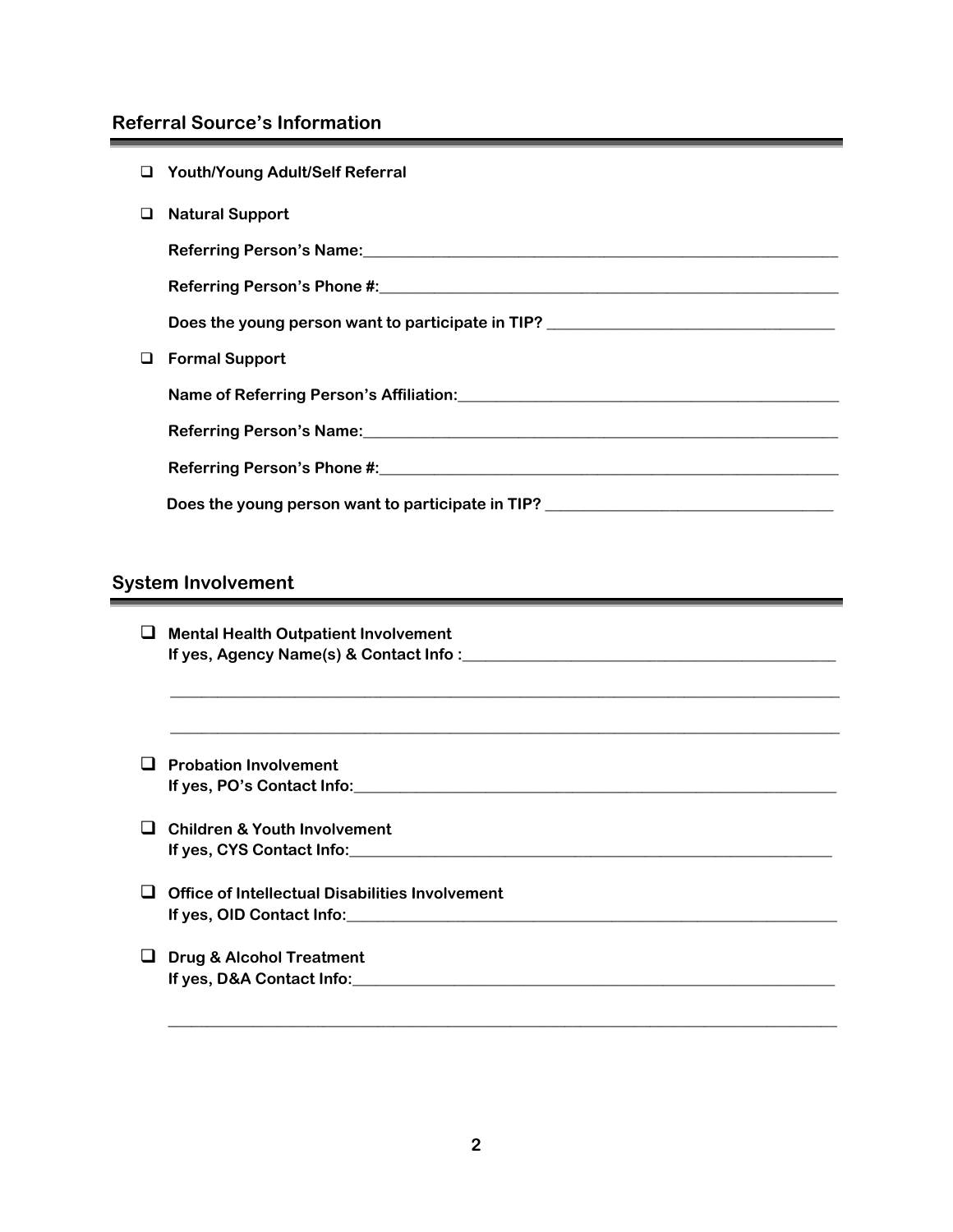## Referral Source's Information

- ☐ **Youth/Young Adult/Self Referral**
- ☐ **Natural Support**

  **Referring Person's Name:**\_\_\_\_\_\_\_\_\_\_\_\_\_\_\_\_\_\_\_\_\_\_\_\_\_\_\_\_\_\_\_\_\_\_\_\_\_\_\_\_

  **Referring Person's Phone #:**\_\_\_\_\_\_\_\_\_\_\_\_\_\_\_\_\_\_\_\_\_\_\_\_\_\_\_\_\_\_\_\_\_\_\_\_\_\_\_\_

  **Does the young person want to participate in TIP?** \_\_\_\_\_\_\_\_\_\_\_\_\_\_\_\_\_\_\_\_\_\_\_\_\_\_

- ☐ **Formal Support**

  **Name of Referring Person's Affiliation:**\_\_\_\_\_\_\_\_\_\_\_\_\_\_\_\_\_\_\_\_\_\_\_\_\_\_\_\_\_\_\_\_\_\_

  **Referring Person's Name:**\_\_\_\_\_\_\_\_\_\_\_\_\_\_\_\_\_\_\_\_\_\_\_\_\_\_\_\_\_\_\_\_\_\_\_\_\_\_\_\_

  **Referring Person's Phone #:**\_\_\_\_\_\_\_\_\_\_\_\_\_\_\_\_\_\_\_\_\_\_\_\_\_\_\_\_\_\_\_\_\_\_\_\_\_\_\_\_

  **Does the young person want to participate in TIP?** \_\_\_\_\_\_\_\_\_\_\_\_\_\_\_\_\_\_\_\_\_\_\_\_\_\_

## System Involvement

- ☐ **Mental Health Outpatient Involvement**
  **If yes, Agency Name(s) & Contact Info :**\_\_\_\_\_\_\_\_\_\_\_\_\_\_\_\_\_\_\_\_\_\_\_\_\_\_\_\_\_\_\_\_\_\_

  \_\_\_\_\_\_\_\_\_\_\_\_\_\_\_\_\_\_\_\_\_\_\_\_\_\_\_\_\_\_\_\_\_\_\_\_\_\_\_\_\_\_\_\_\_\_\_\_\_\_\_\_\_\_\_\_\_\_\_\_

  \_\_\_\_\_\_\_\_\_\_\_\_\_\_\_\_\_\_\_\_\_\_\_\_\_\_\_\_\_\_\_\_\_\_\_\_\_\_\_\_\_\_\_\_\_\_\_\_\_\_\_\_\_\_\_\_\_\_\_\_

- ☐ **Probation Involvement**
  **If yes, PO's Contact Info:**\_\_\_\_\_\_\_\_\_\_\_\_\_\_\_\_\_\_\_\_\_\_\_\_\_\_\_\_\_\_\_\_\_\_\_\_\_\_\_\_\_\_\_\_

- ☐ **Children & Youth Involvement**
  **If yes, CYS Contact Info:**\_\_\_\_\_\_\_\_\_\_\_\_\_\_\_\_\_\_\_\_\_\_\_\_\_\_\_\_\_\_\_\_\_\_\_\_\_\_\_\_\_\_\_\_

- ☐ **Office of Intellectual Disabilities Involvement**
  **If yes, OID Contact Info:**\_\_\_\_\_\_\_\_\_\_\_\_\_\_\_\_\_\_\_\_\_\_\_\_\_\_\_\_\_\_\_\_\_\_\_\_\_\_\_\_\_\_\_\_

- ☐ **Drug & Alcohol Treatment**
  **If yes, D&A Contact Info:**\_\_\_\_\_\_\_\_\_\_\_\_\_\_\_\_\_\_\_\_\_\_\_\_\_\_\_\_\_\_\_\_\_\_\_\_\_\_\_\_\_\_\_\_

  \_\_\_\_\_\_\_\_\_\_\_\_\_\_\_\_\_\_\_\_\_\_\_\_\_\_\_\_\_\_\_\_\_\_\_\_\_\_\_\_\_\_\_\_\_\_\_\_\_\_\_\_\_\_\_\_\_\_\_\_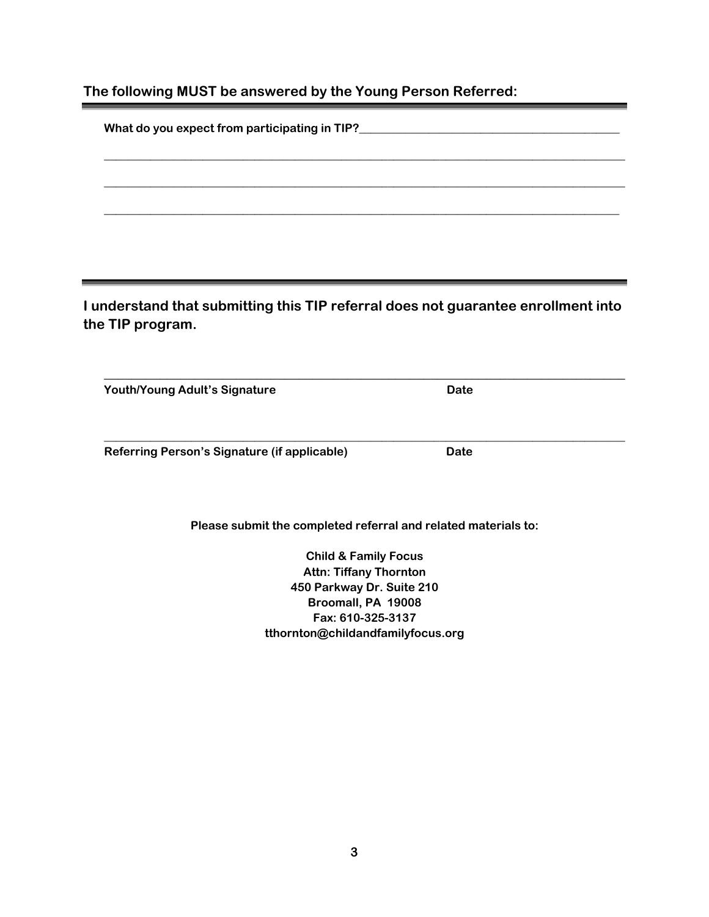**The following MUST be answered by the Young Person Referred:**

**What do you expect from participating in TIP?**\_\_\_\_\_\_\_\_\_\_\_\_\_\_\_\_\_\_\_\_\_\_\_\_\_\_\_\_\_\_\_\_\_\_\_\_\_\_\_\_\_\_\_\_\_\_

\_\_\_\_\_\_\_\_\_\_\_\_\_\_\_\_\_\_\_\_\_\_\_\_\_\_\_\_\_\_\_\_\_\_\_\_\_\_\_\_\_\_\_\_\_\_\_\_\_\_\_\_\_\_\_\_\_\_\_\_\_\_\_\_\_\_\_\_\_\_\_\_\_\_\_\_\_\_\_\_\_\_\_\_\_\_\_\_\_\_\_\_

\_\_\_\_\_\_\_\_\_\_\_\_\_\_\_\_\_\_\_\_\_\_\_\_\_\_\_\_\_\_\_\_\_\_\_\_\_\_\_\_\_\_\_\_\_\_\_\_\_\_\_\_\_\_\_\_\_\_\_\_\_\_\_\_\_\_\_\_\_\_\_\_\_\_\_\_\_\_\_\_\_\_\_\_\_\_\_\_\_\_\_\_

\_\_\_\_\_\_\_\_\_\_\_\_\_\_\_\_\_\_\_\_\_\_\_\_\_\_\_\_\_\_\_\_\_\_\_\_\_\_\_\_\_\_\_\_\_\_\_\_\_\_\_\_\_\_\_\_\_\_\_\_\_\_\_\_\_\_\_\_\_\_\_\_\_\_\_\_\_\_\_\_\_\_\_\_\_\_\_\_\_\_\_\_

**I understand that submitting this TIP referral does not guarantee enrollment into the TIP program.**

\_\_\_\_\_\_\_\_\_\_\_\_\_\_\_\_\_\_\_\_\_\_\_\_\_\_\_\_\_\_\_\_\_\_\_\_\_\_\_\_\_\_\_\_\_\_\_\_\_\_\_\_\_\_\_\_\_\_\_\_\_\_\_\_\_\_\_\_\_\_\_\_\_\_\_\_\_\_\_\_\_\_\_\_\_\_\_\_\_\_\_\_

**Youth/Young Adult's Signature** **Date**

\_\_\_\_\_\_\_\_\_\_\_\_\_\_\_\_\_\_\_\_\_\_\_\_\_\_\_\_\_\_\_\_\_\_\_\_\_\_\_\_\_\_\_\_\_\_\_\_\_\_\_\_\_\_\_\_\_\_\_\_\_\_\_\_\_\_\_\_\_\_\_\_\_\_\_\_\_\_\_\_\_\_\_\_\_\_\_\_\_\_\_\_

**Referring Person's Signature (if applicable)** **Date**

**Please submit the completed referral and related materials to:**

**Child & Family Focus**
**Attn: Tiffany Thornton**
**450 Parkway Dr. Suite 210**
**Broomall, PA 19008**
**Fax: 610-325-3137**
**tthornton@childandfamilyfocus.org**